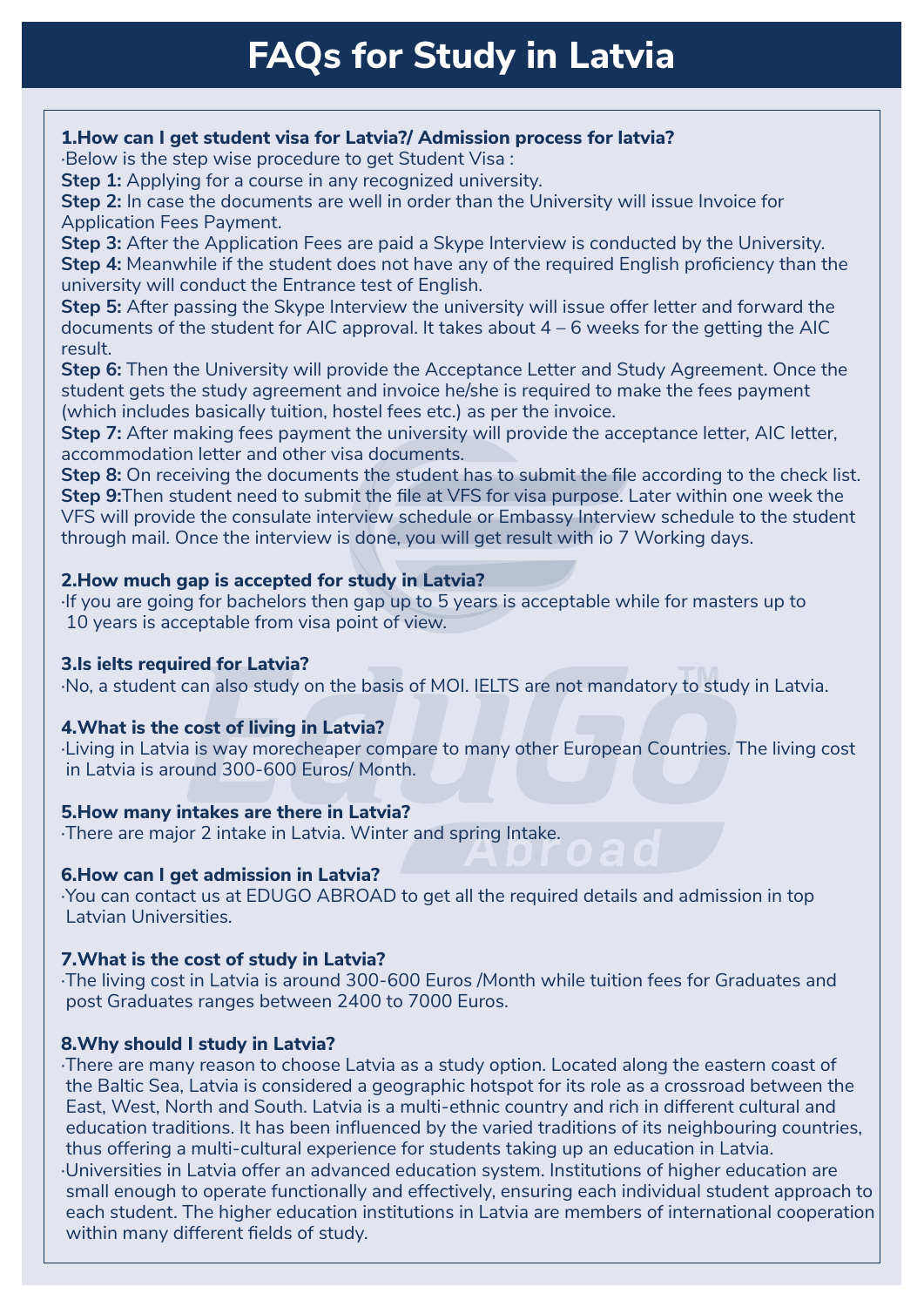# FAQs for Study in Latvia

**1.How can I get student visa for Latvia?/ Admission process for latvia?**

·Below is the step wise procedure to get Student Visa :

**Step 1:** Applying for a course in any recognized university.

**Step 2:** In case the documents are well in order than the University will issue Invoice for Application Fees Payment.

**Step 3:** After the Application Fees are paid a Skype Interview is conducted by the University.

**Step 4:** Meanwhile if the student does not have any of the required English proficiency than the university will conduct the Entrance test of English.

**Step 5:** After passing the Skype Interview the university will issue offer letter and forward the documents of the student for AIC approval. It takes about 4 – 6 weeks for the getting the AIC result.

**Step 6:** Then the University will provide the Acceptance Letter and Study Agreement. Once the student gets the study agreement and invoice he/she is required to make the fees payment (which includes basically tuition, hostel fees etc.) as per the invoice.

**Step 7:** After making fees payment the university will provide the acceptance letter, AIC letter, accommodation letter and other visa documents.

**Step 8:** On receiving the documents the student has to submit the file according to the check list.

**Step 9:**Then student need to submit the file at VFS for visa purpose. Later within one week the VFS will provide the consulate interview schedule or Embassy Interview schedule to the student through mail. Once the interview is done, you will get result with io 7 Working days.

**2.How much gap is accepted for study in Latvia?**

·If you are going for bachelors then gap up to 5 years is acceptable while for masters up to 10 years is acceptable from visa point of view.

**3.Is ielts required for Latvia?**

·No, a student can also study on the basis of MOI. IELTS are not mandatory to study in Latvia.

**4.What is the cost of living in Latvia?**

·Living in Latvia is way morecheaper compare to many other European Countries. The living cost in Latvia is around 300-600 Euros/ Month.

**5.How many intakes are there in Latvia?**

·There are major 2 intake in Latvia. Winter and spring Intake.

**6.How can I get admission in Latvia?**

·You can contact us at EDUGO ABROAD to get all the required details and admission in top Latvian Universities.

**7.What is the cost of study in Latvia?**

·The living cost in Latvia is around 300-600 Euros /Month while tuition fees for Graduates and post Graduates ranges between 2400 to 7000 Euros.

**8.Why should I study in Latvia?**

·There are many reason to choose Latvia as a study option. Located along the eastern coast of the Baltic Sea, Latvia is considered a geographic hotspot for its role as a crossroad between the East, West, North and South. Latvia is a multi-ethnic country and rich in different cultural and education traditions. It has been influenced by the varied traditions of its neighbouring countries, thus offering a multi-cultural experience for students taking up an education in Latvia.

·Universities in Latvia offer an advanced education system. Institutions of higher education are small enough to operate functionally and effectively, ensuring each individual student approach to each student. The higher education institutions in Latvia are members of international cooperation within many different fields of study.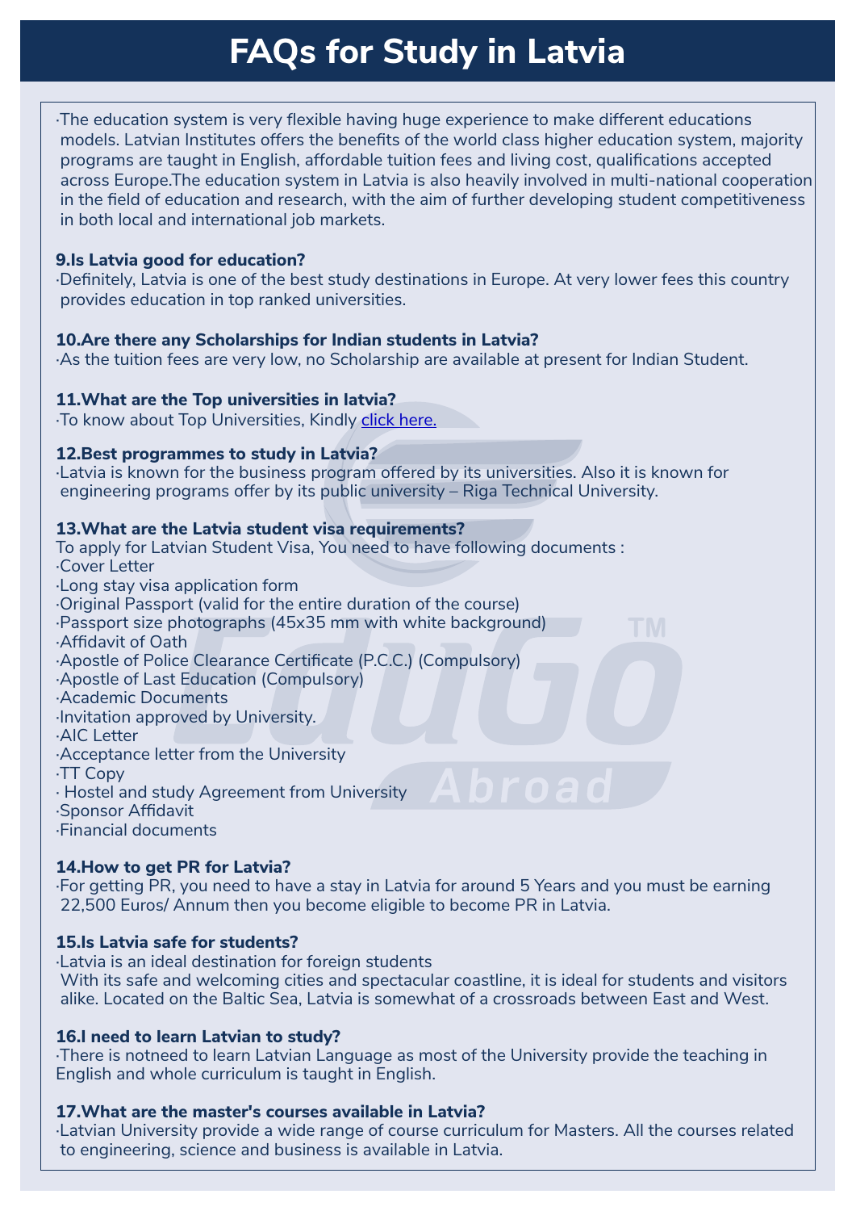# FAQs for Study in Latvia

·The education system is very flexible having huge experience to make different educations models. Latvian Institutes offers the benefits of the world class higher education system, majority programs are taught in English, affordable tuition fees and living cost, qualifications accepted across Europe.The education system in Latvia is also heavily involved in multi-national cooperation in the field of education and research, with the aim of further developing student competitiveness in both local and international job markets.

**9.Is Latvia good for education?**

·Definitely, Latvia is one of the best study destinations in Europe. At very lower fees this country provides education in top ranked universities.

**10.Are there any Scholarships for Indian students in Latvia?**

·As the tuition fees are very low, no Scholarship are available at present for Indian Student.

**11.What are the Top universities in latvia?**

·To know about Top Universities, Kindly click here.

**12.Best programmes to study in Latvia?**

·Latvia is known for the business program offered by its universities. Also it is known for engineering programs offer by its public university – Riga Technical University.

**13.What are the Latvia student visa requirements?**

To apply for Latvian Student Visa, You need to have following documents :

- Cover Letter
- Long stay visa application form
- Original Passport (valid for the entire duration of the course)
- Passport size photographs (45x35 mm with white background)
- Affidavit of Oath
- Apostle of Police Clearance Certificate (P.C.C.) (Compulsory)
- Apostle of Last Education (Compulsory)
- Academic Documents
- Invitation approved by University.
- AIC Letter
- Acceptance letter from the University
- TT Copy
- Hostel and study Agreement from University
- Sponsor Affidavit
- Financial documents

**14.How to get PR for Latvia?**

·For getting PR, you need to have a stay in Latvia for around 5 Years and you must be earning 22,500 Euros/ Annum then you become eligible to become PR in Latvia.

**15.Is Latvia safe for students?**

·Latvia is an ideal destination for foreign students
With its safe and welcoming cities and spectacular coastline, it is ideal for students and visitors alike. Located on the Baltic Sea, Latvia is somewhat of a crossroads between East and West.

**16.I need to learn Latvian to study?**

·There is notneed to learn Latvian Language as most of the University provide the teaching in English and whole curriculum is taught in English.

**17.What are the master's courses available in Latvia?**

·Latvian University provide a wide range of course curriculum for Masters. All the courses related to engineering, science and business is available in Latvia.